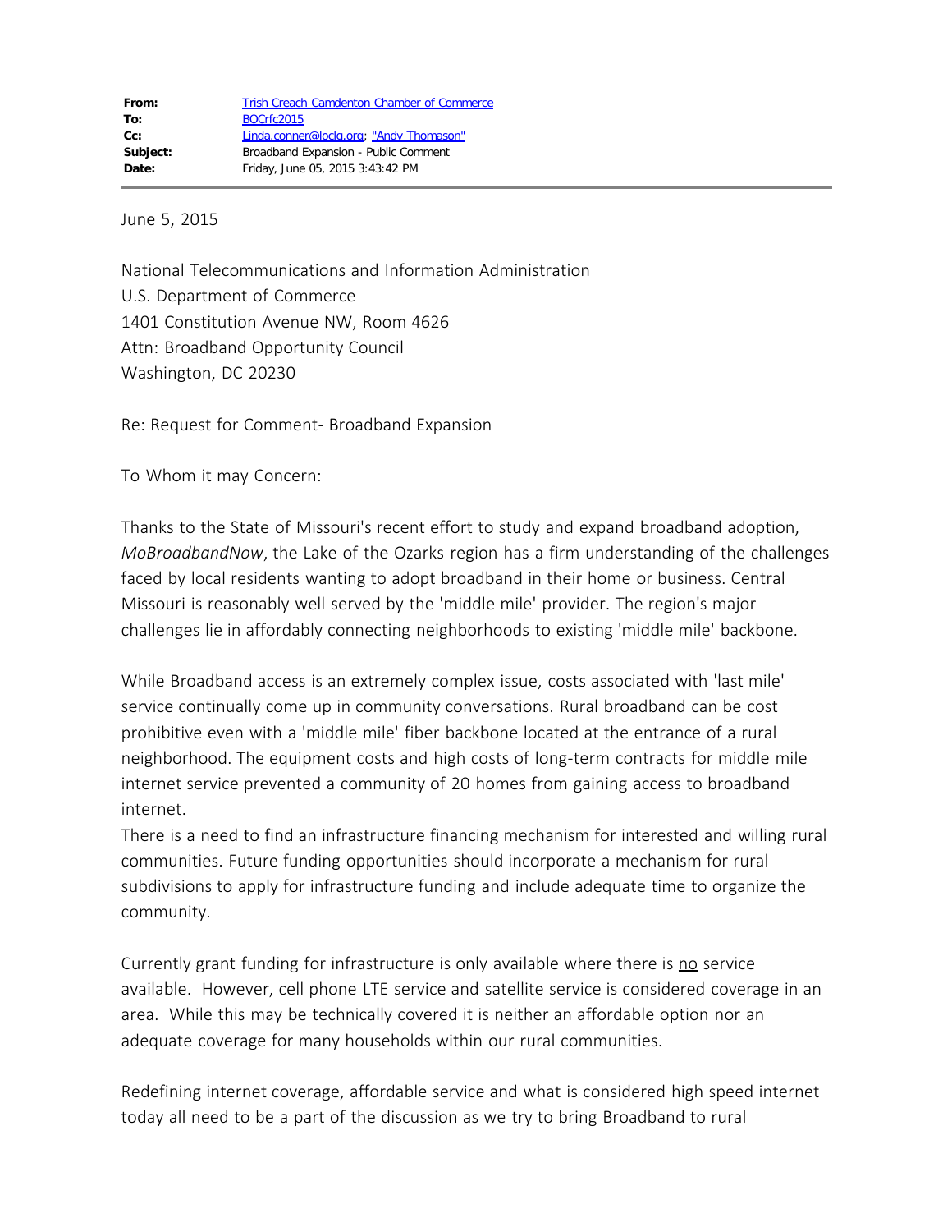| | |
|---|---|
| **From:** | Trish Creach Camdenton Chamber of Commerce |
| **To:** | BOCrfc2015 |
| **Cc:** | Linda.conner@loclg.org; "Andy Thomason" |
| **Subject:** | Broadband Expansion - Public Comment |
| **Date:** | Friday, June 05, 2015 3:43:42 PM |

June 5, 2015

National Telecommunications and Information Administration
U.S. Department of Commerce
1401 Constitution Avenue NW, Room 4626
Attn: Broadband Opportunity Council
Washington, DC 20230

Re: Request for Comment- Broadband Expansion

To Whom it may Concern:

Thanks to the State of Missouri's recent effort to study and expand broadband adoption, *MoBroadbandNow*, the Lake of the Ozarks region has a firm understanding of the challenges faced by local residents wanting to adopt broadband in their home or business. Central Missouri is reasonably well served by the 'middle mile' provider. The region's major challenges lie in affordably connecting neighborhoods to existing 'middle mile' backbone.

While Broadband access is an extremely complex issue, costs associated with 'last mile' service continually come up in community conversations. Rural broadband can be cost prohibitive even with a 'middle mile' fiber backbone located at the entrance of a rural neighborhood. The equipment costs and high costs of long-term contracts for middle mile internet service prevented a community of 20 homes from gaining access to broadband internet.
There is a need to find an infrastructure financing mechanism for interested and willing rural communities. Future funding opportunities should incorporate a mechanism for rural subdivisions to apply for infrastructure funding and include adequate time to organize the community.

Currently grant funding for infrastructure is only available where there is no service available. However, cell phone LTE service and satellite service is considered coverage in an area. While this may be technically covered it is neither an affordable option nor an adequate coverage for many households within our rural communities.

Redefining internet coverage, affordable service and what is considered high speed internet today all need to be a part of the discussion as we try to bring Broadband to rural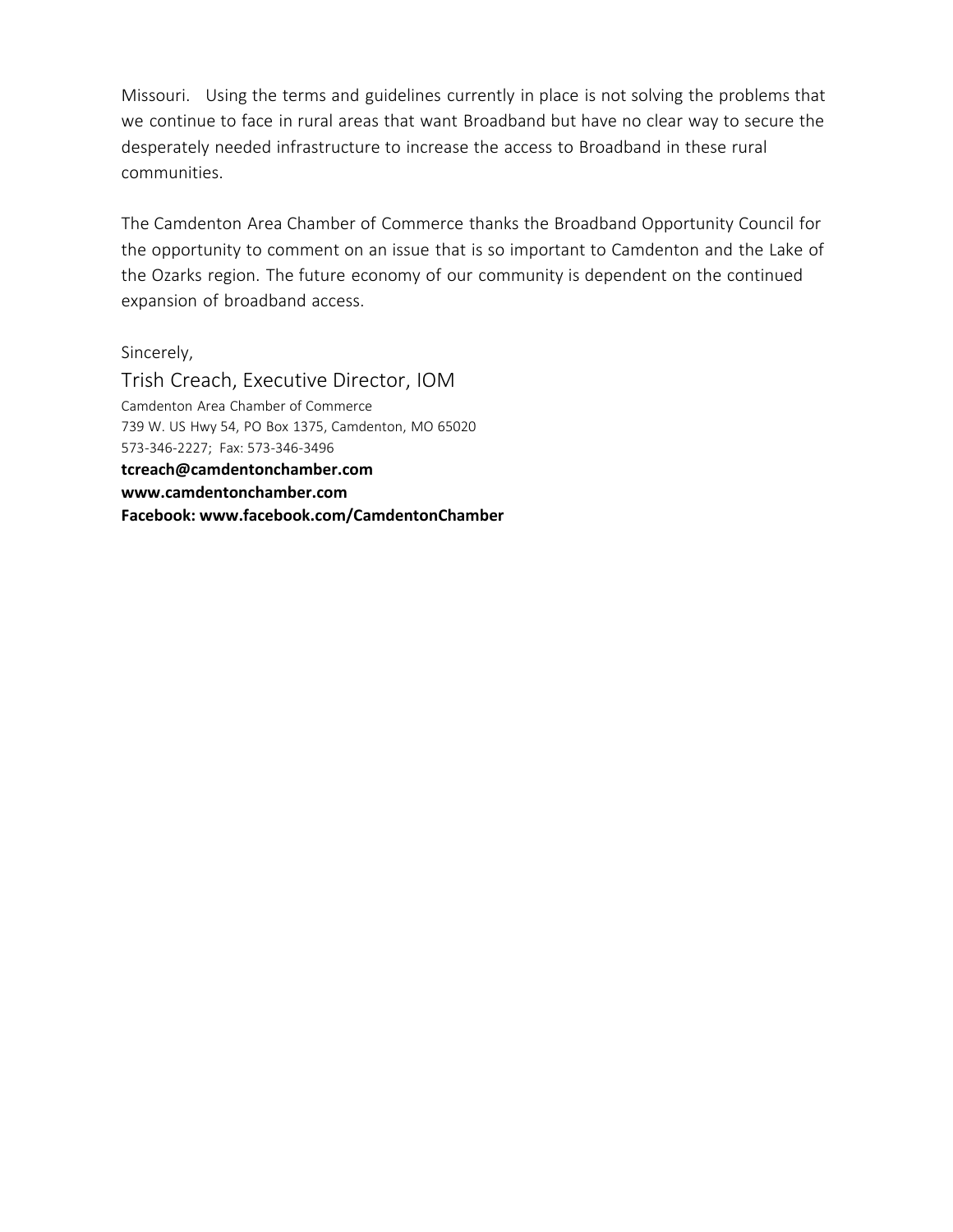Missouri. Using the terms and guidelines currently in place is not solving the problems that we continue to face in rural areas that want Broadband but have no clear way to secure the desperately needed infrastructure to increase the access to Broadband in these rural communities.

The Camdenton Area Chamber of Commerce thanks the Broadband Opportunity Council for the opportunity to comment on an issue that is so important to Camdenton and the Lake of the Ozarks region. The future economy of our community is dependent on the continued expansion of broadband access.

Sincerely,

Trish Creach, Executive Director, IOM
Camdenton Area Chamber of Commerce
739 W. US Hwy 54, PO Box 1375, Camdenton, MO 65020
573-346-2227; Fax: 573-346-3496
**tcreach@camdentonchamber.com**
**www.camdentonchamber.com**
**Facebook: www.facebook.com/CamdentonChamber**